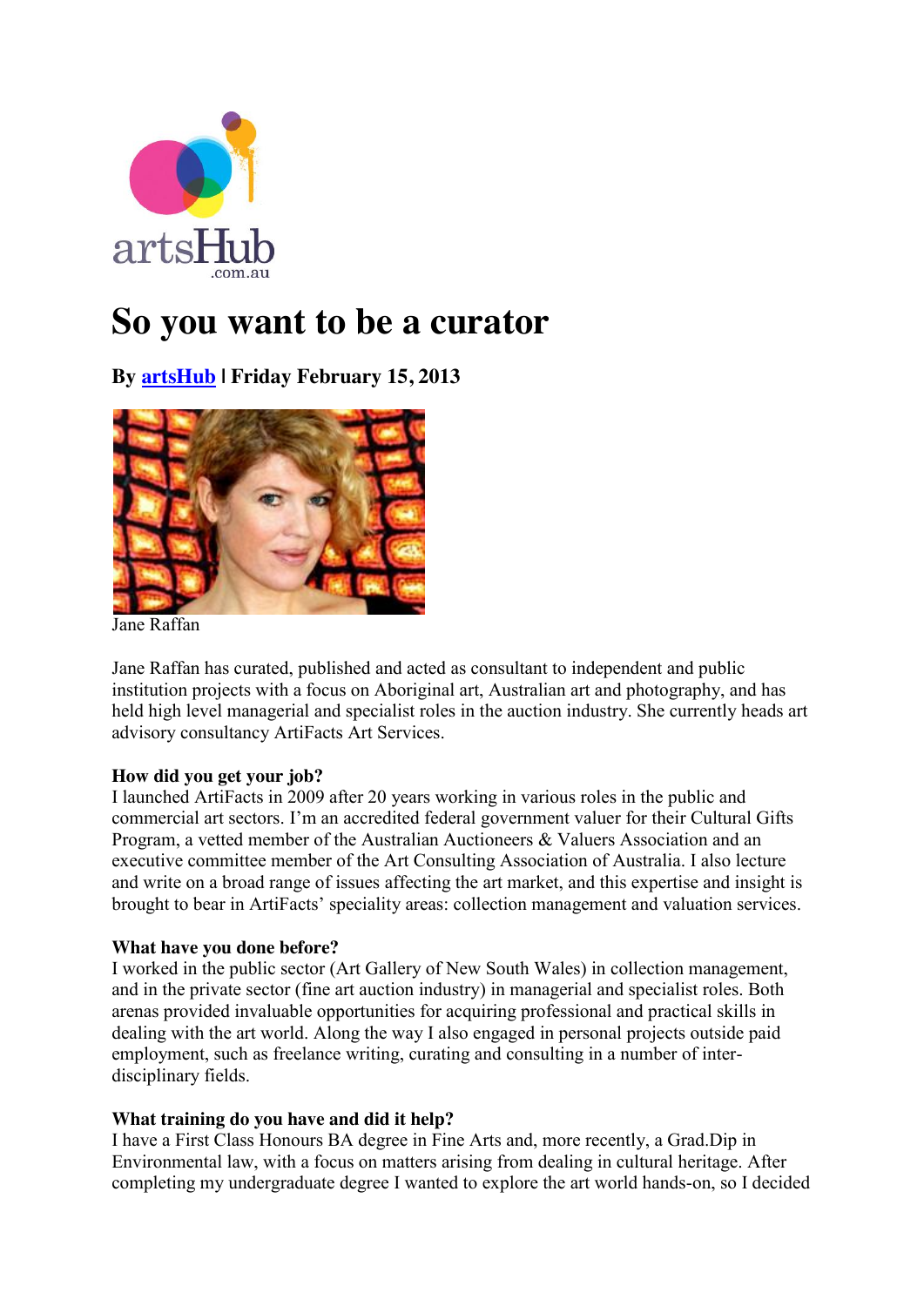# So you want to be a curator

**By artsHub | Friday February 15, 2013**

Jane Raffan

Jane Raffan has curated, published and acted as consultant to independent and public institution projects with a focus on Aboriginal art, Australian art and photography, and has held high level managerial and specialist roles in the auction industry. She currently heads art advisory consultancy ArtiFacts Art Services.

**How did you get your job?**

I launched ArtiFacts in 2009 after 20 years working in various roles in the public and commercial art sectors. I'm an accredited federal government valuer for their Cultural Gifts Program, a vetted member of the Australian Auctioneers & Valuers Association and an executive committee member of the Art Consulting Association of Australia. I also lecture and write on a broad range of issues affecting the art market, and this expertise and insight is brought to bear in ArtiFacts' speciality areas: collection management and valuation services.

**What have you done before?**

I worked in the public sector (Art Gallery of New South Wales) in collection management, and in the private sector (fine art auction industry) in managerial and specialist roles. Both arenas provided invaluable opportunities for acquiring professional and practical skills in dealing with the art world. Along the way I also engaged in personal projects outside paid employment, such as freelance writing, curating and consulting in a number of inter-disciplinary fields.

**What training do you have and did it help?**

I have a First Class Honours BA degree in Fine Arts and, more recently, a Grad.Dip in Environmental law, with a focus on matters arising from dealing in cultural heritage. After completing my undergraduate degree I wanted to explore the art world hands-on, so I decided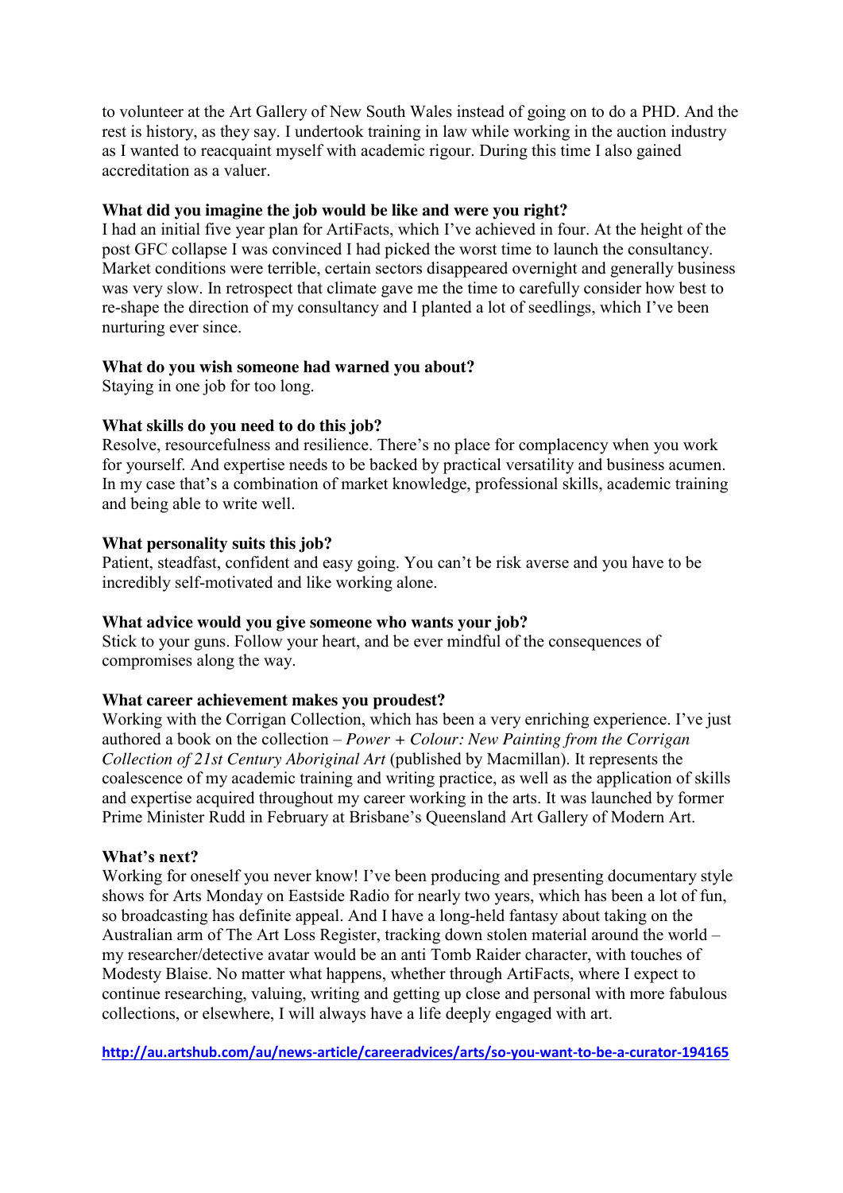to volunteer at the Art Gallery of New South Wales instead of going on to do a PHD. And the rest is history, as they say. I undertook training in law while working in the auction industry as I wanted to reacquaint myself with academic rigour. During this time I also gained accreditation as a valuer.

**What did you imagine the job would be like and were you right?**
I had an initial five year plan for ArtiFacts, which I've achieved in four. At the height of the post GFC collapse I was convinced I had picked the worst time to launch the consultancy. Market conditions were terrible, certain sectors disappeared overnight and generally business was very slow. In retrospect that climate gave me the time to carefully consider how best to re-shape the direction of my consultancy and I planted a lot of seedlings, which I've been nurturing ever since.

**What do you wish someone had warned you about?**
Staying in one job for too long.

**What skills do you need to do this job?**
Resolve, resourcefulness and resilience. There's no place for complacency when you work for yourself. And expertise needs to be backed by practical versatility and business acumen. In my case that's a combination of market knowledge, professional skills, academic training and being able to write well.

**What personality suits this job?**
Patient, steadfast, confident and easy going. You can't be risk averse and you have to be incredibly self-motivated and like working alone.

**What advice would you give someone who wants your job?**
Stick to your guns. Follow your heart, and be ever mindful of the consequences of compromises along the way.

**What career achievement makes you proudest?**
Working with the Corrigan Collection, which has been a very enriching experience. I've just authored a book on the collection – *Power + Colour: New Painting from the Corrigan Collection of 21st Century Aboriginal Art* (published by Macmillan). It represents the coalescence of my academic training and writing practice, as well as the application of skills and expertise acquired throughout my career working in the arts. It was launched by former Prime Minister Rudd in February at Brisbane's Queensland Art Gallery of Modern Art.

**What's next?**
Working for oneself you never know! I've been producing and presenting documentary style shows for Arts Monday on Eastside Radio for nearly two years, which has been a lot of fun, so broadcasting has definite appeal. And I have a long-held fantasy about taking on the Australian arm of The Art Loss Register, tracking down stolen material around the world – my researcher/detective avatar would be an anti Tomb Raider character, with touches of Modesty Blaise. No matter what happens, whether through ArtiFacts, where I expect to continue researching, valuing, writing and getting up close and personal with more fabulous collections, or elsewhere, I will always have a life deeply engaged with art.

http://au.artshub.com/au/news-article/careeradvices/arts/so-you-want-to-be-a-curator-194165